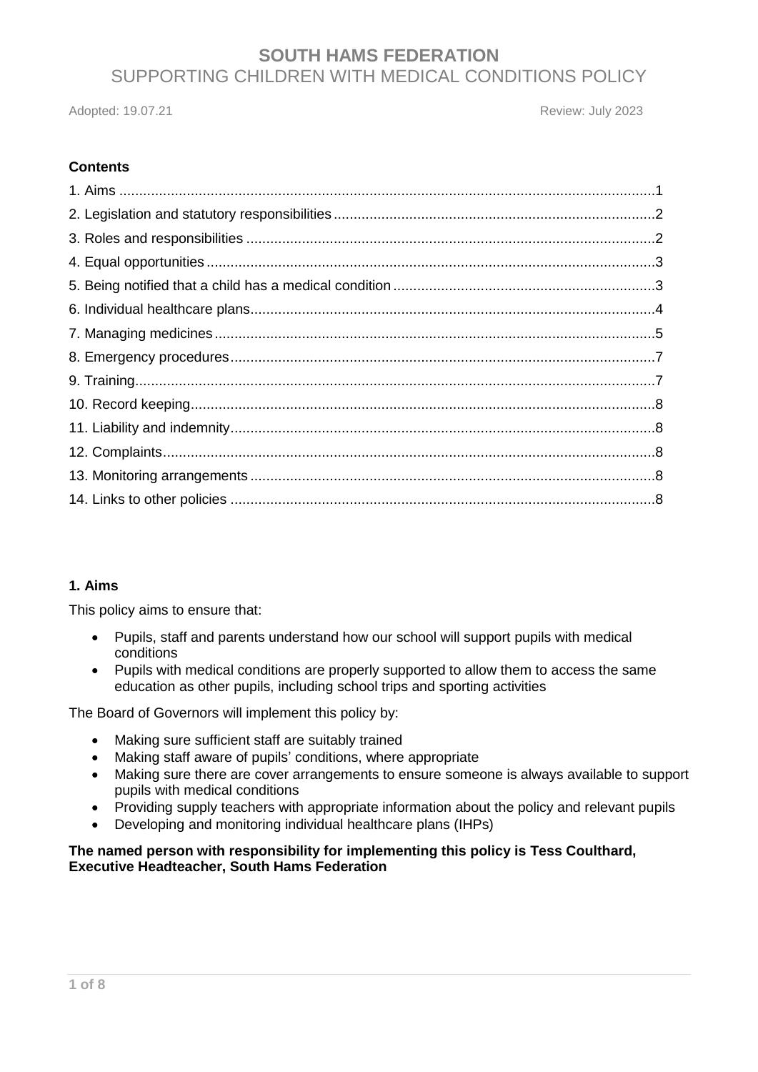# SOUTH HAMS FEDERATION
## SUPPORTING CHILDREN WITH MEDICAL CONDITIONS POLICY

Adopted: 19.07.21 Review: July 2023

**Contents**

1. Aims ....1
2. Legislation and statutory responsibilities ....2
3. Roles and responsibilities ....2
4. Equal opportunities ....3
5. Being notified that a child has a medical condition ....3
6. Individual healthcare plans ....4
7. Managing medicines ....5
8. Emergency procedures ....7
9. Training ....7
10. Record keeping ....8
11. Liability and indemnity ....8
12. Complaints ....8
13. Monitoring arrangements ....8
14. Links to other policies ....8

### 1. Aims

This policy aims to ensure that:

- Pupils, staff and parents understand how our school will support pupils with medical conditions
- Pupils with medical conditions are properly supported to allow them to access the same education as other pupils, including school trips and sporting activities

The Board of Governors will implement this policy by:

- Making sure sufficient staff are suitably trained
- Making staff aware of pupils' conditions, where appropriate
- Making sure there are cover arrangements to ensure someone is always available to support pupils with medical conditions
- Providing supply teachers with appropriate information about the policy and relevant pupils
- Developing and monitoring individual healthcare plans (IHPs)

**The named person with responsibility for implementing this policy is Tess Coulthard, Executive Headteacher, South Hams Federation**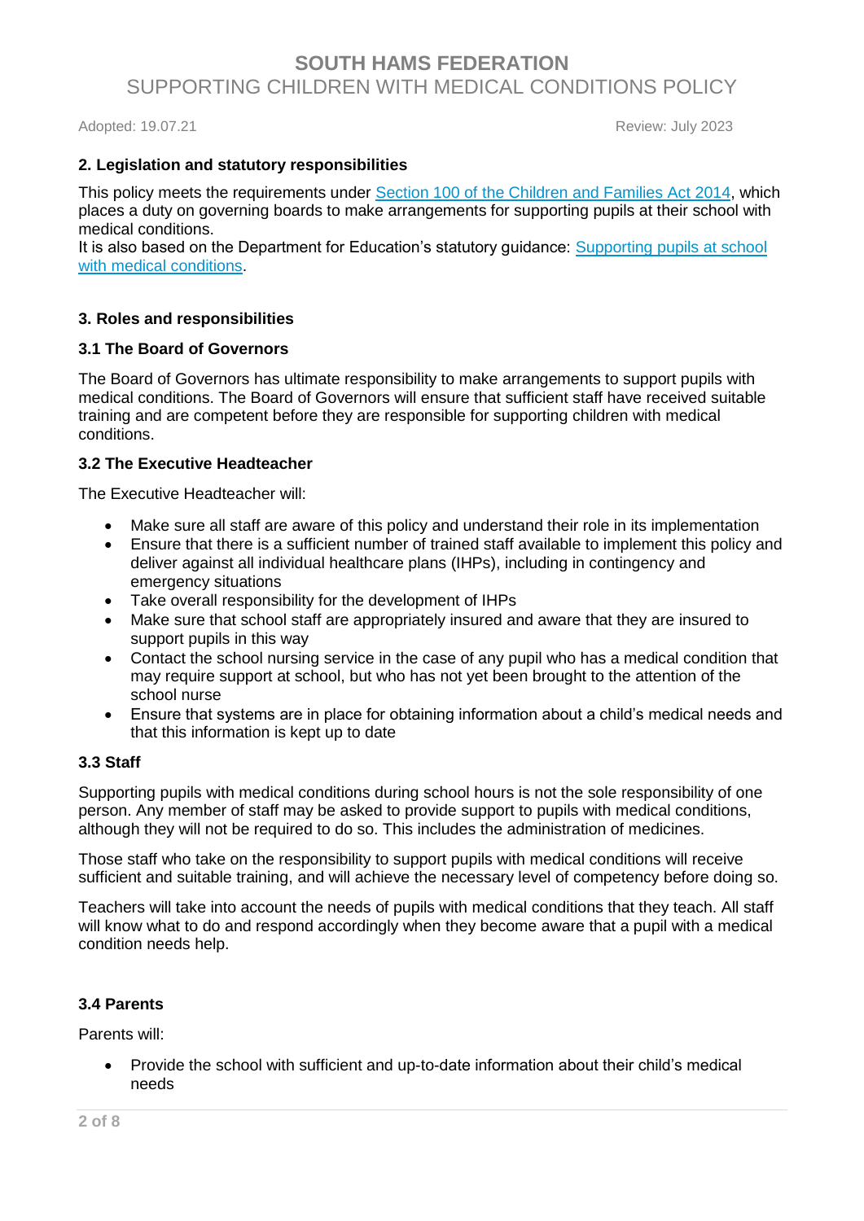## 2. Legislation and statutory responsibilities

This policy meets the requirements under [Section 100 of the Children and Families Act 2014](), which places a duty on governing boards to make arrangements for supporting pupils at their school with medical conditions.

It is also based on the Department for Education's statutory guidance: [Supporting pupils at school with medical conditions]().

## 3. Roles and responsibilities

### 3.1 The Board of Governors

The Board of Governors has ultimate responsibility to make arrangements to support pupils with medical conditions. The Board of Governors will ensure that sufficient staff have received suitable training and are competent before they are responsible for supporting children with medical conditions.

### 3.2 The Executive Headteacher

The Executive Headteacher will:

- Make sure all staff are aware of this policy and understand their role in its implementation
- Ensure that there is a sufficient number of trained staff available to implement this policy and deliver against all individual healthcare plans (IHPs), including in contingency and emergency situations
- Take overall responsibility for the development of IHPs
- Make sure that school staff are appropriately insured and aware that they are insured to support pupils in this way
- Contact the school nursing service in the case of any pupil who has a medical condition that may require support at school, but who has not yet been brought to the attention of the school nurse
- Ensure that systems are in place for obtaining information about a child's medical needs and that this information is kept up to date

### 3.3 Staff

Supporting pupils with medical conditions during school hours is not the sole responsibility of one person. Any member of staff may be asked to provide support to pupils with medical conditions, although they will not be required to do so. This includes the administration of medicines.

Those staff who take on the responsibility to support pupils with medical conditions will receive sufficient and suitable training, and will achieve the necessary level of competency before doing so.

Teachers will take into account the needs of pupils with medical conditions that they teach. All staff will know what to do and respond accordingly when they become aware that a pupil with a medical condition needs help.

### 3.4 Parents

Parents will:

- Provide the school with sufficient and up-to-date information about their child's medical needs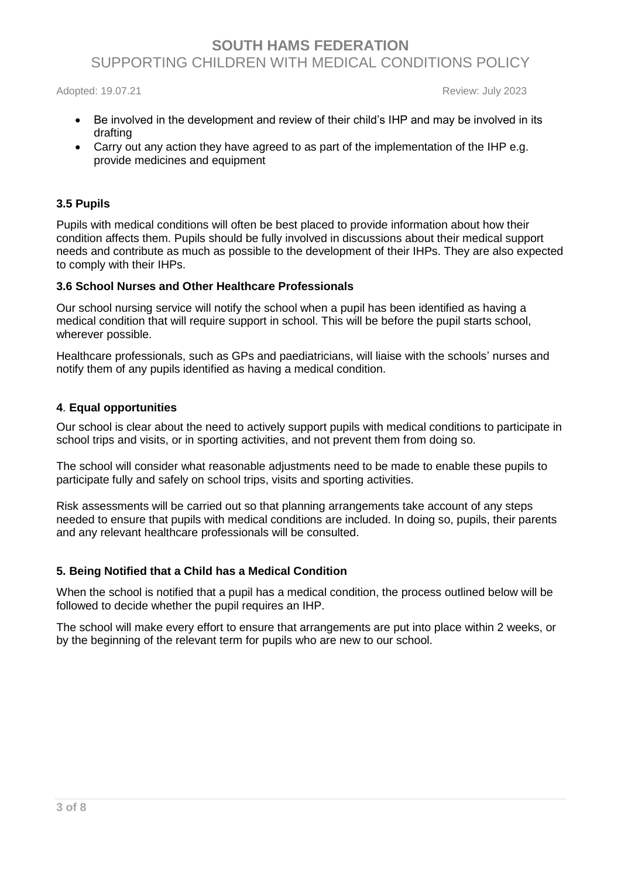- Be involved in the development and review of their child's IHP and may be involved in its drafting
- Carry out any action they have agreed to as part of the implementation of the IHP e.g. provide medicines and equipment

### 3.5 Pupils

Pupils with medical conditions will often be best placed to provide information about how their condition affects them. Pupils should be fully involved in discussions about their medical support needs and contribute as much as possible to the development of their IHPs. They are also expected to comply with their IHPs.

### 3.6 School Nurses and Other Healthcare Professionals

Our school nursing service will notify the school when a pupil has been identified as having a medical condition that will require support in school. This will be before the pupil starts school, wherever possible.

Healthcare professionals, such as GPs and paediatricians, will liaise with the schools' nurses and notify them of any pupils identified as having a medical condition.

## 4. Equal opportunities

Our school is clear about the need to actively support pupils with medical conditions to participate in school trips and visits, or in sporting activities, and not prevent them from doing so.

The school will consider what reasonable adjustments need to be made to enable these pupils to participate fully and safely on school trips, visits and sporting activities.

Risk assessments will be carried out so that planning arrangements take account of any steps needed to ensure that pupils with medical conditions are included. In doing so, pupils, their parents and any relevant healthcare professionals will be consulted.

## 5. Being Notified that a Child has a Medical Condition

When the school is notified that a pupil has a medical condition, the process outlined below will be followed to decide whether the pupil requires an IHP.

The school will make every effort to ensure that arrangements are put into place within 2 weeks, or by the beginning of the relevant term for pupils who are new to our school.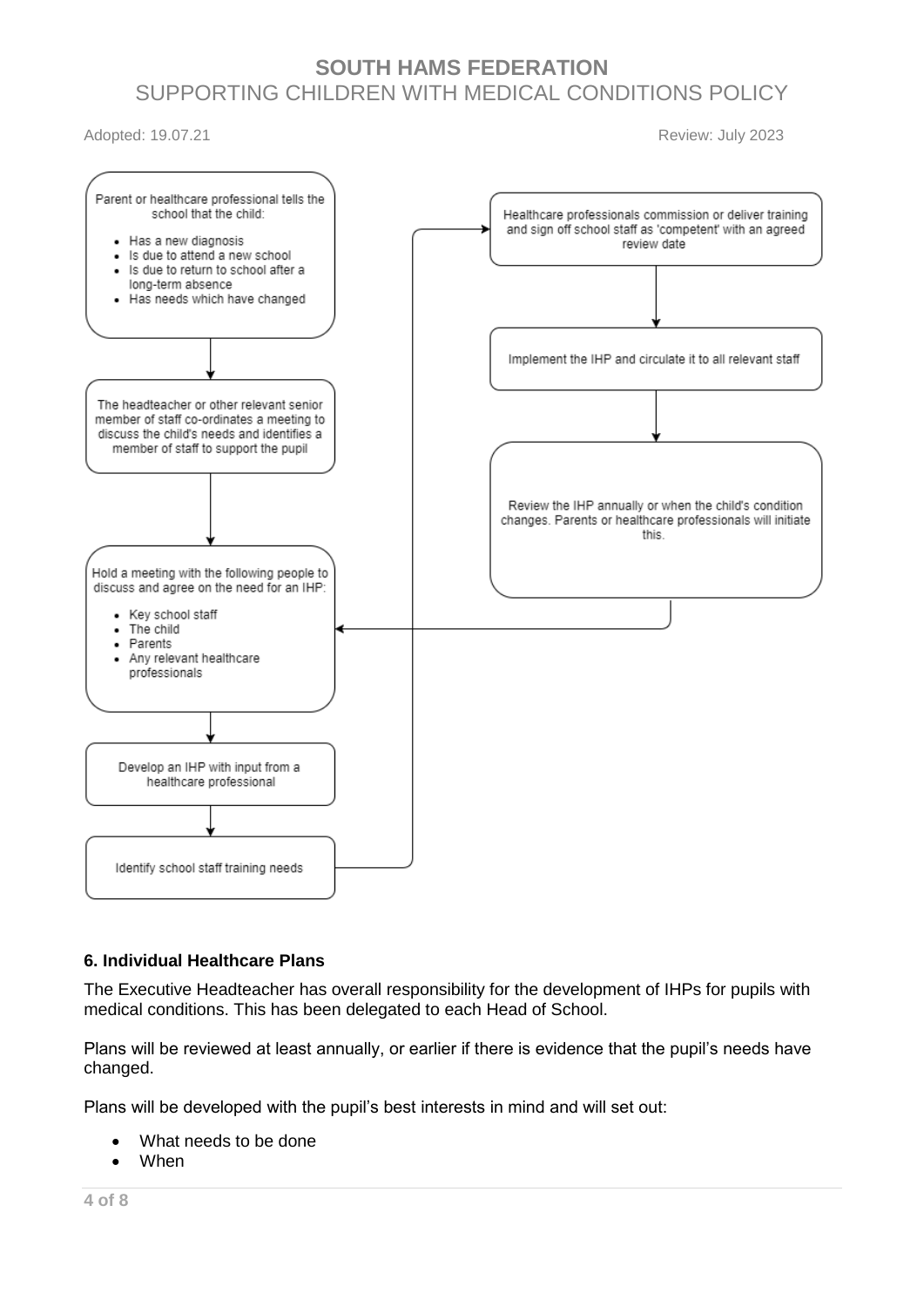Parent or healthcare professional tells the school that the child:

- Has a new diagnosis
- Is due to attend a new school
- Is due to return to school after a long-term absence
- Has needs which have changed

The headteacher or other relevant senior member of staff co-ordinates a meeting to discuss the child's needs and identifies a member of staff to support the pupil

Hold a meeting with the following people to discuss and agree on the need for an IHP:

- Key school staff
- The child
- Parents
- Any relevant healthcare professionals

Develop an IHP with input from a healthcare professional

Identify school staff training needs

Healthcare professionals commission or deliver training and sign off school staff as 'competent' with an agreed review date

Implement the IHP and circulate it to all relevant staff

Review the IHP annually or when the child's condition changes. Parents or healthcare professionals will initiate this.

### 6. Individual Healthcare Plans

The Executive Headteacher has overall responsibility for the development of IHPs for pupils with medical conditions. This has been delegated to each Head of School.

Plans will be reviewed at least annually, or earlier if there is evidence that the pupil's needs have changed.

Plans will be developed with the pupil's best interests in mind and will set out:

- What needs to be done
- When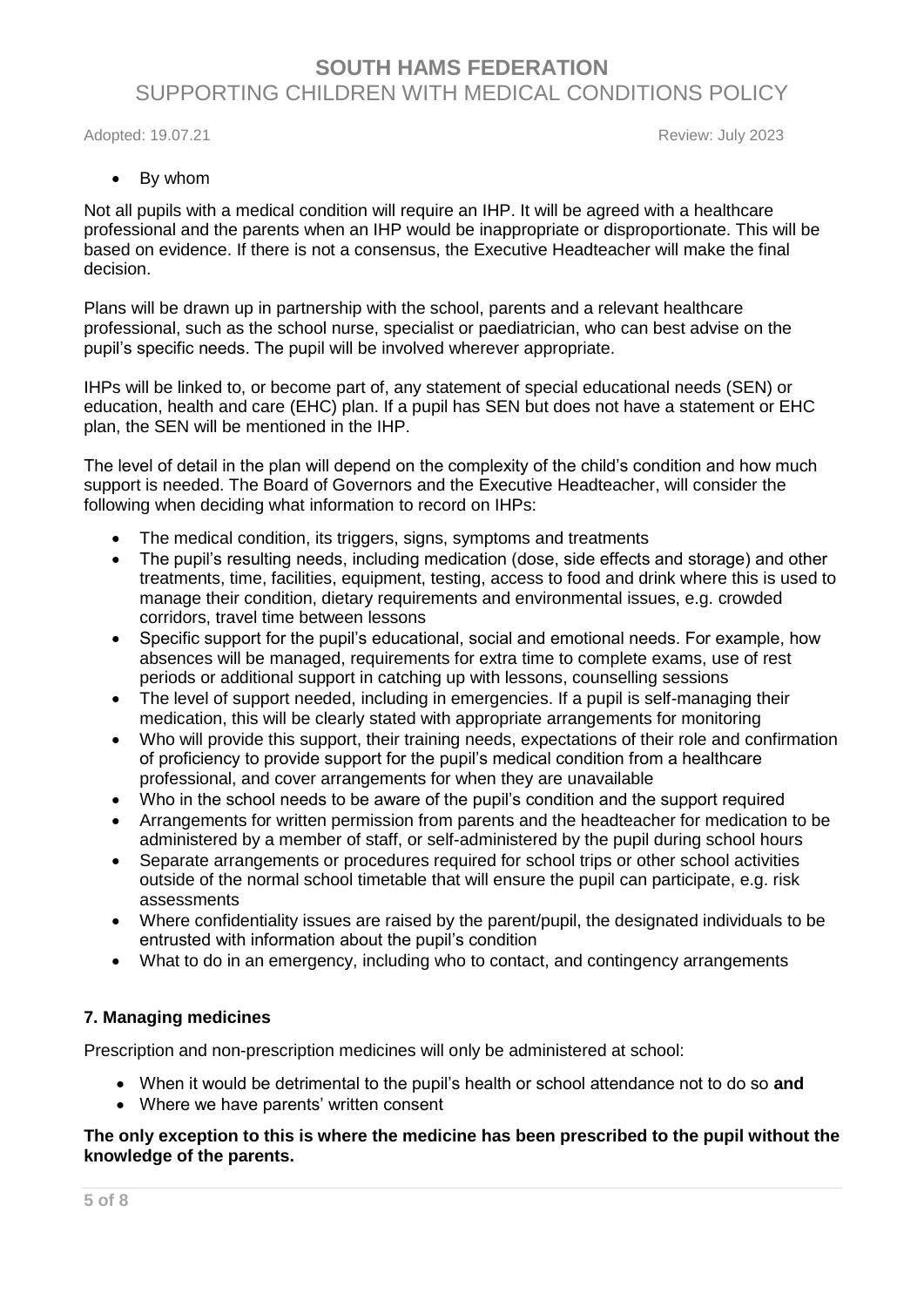- By whom

Not all pupils with a medical condition will require an IHP. It will be agreed with a healthcare professional and the parents when an IHP would be inappropriate or disproportionate. This will be based on evidence. If there is not a consensus, the Executive Headteacher will make the final decision.

Plans will be drawn up in partnership with the school, parents and a relevant healthcare professional, such as the school nurse, specialist or paediatrician, who can best advise on the pupil's specific needs. The pupil will be involved wherever appropriate.

IHPs will be linked to, or become part of, any statement of special educational needs (SEN) or education, health and care (EHC) plan. If a pupil has SEN but does not have a statement or EHC plan, the SEN will be mentioned in the IHP.

The level of detail in the plan will depend on the complexity of the child's condition and how much support is needed. The Board of Governors and the Executive Headteacher, will consider the following when deciding what information to record on IHPs:

- The medical condition, its triggers, signs, symptoms and treatments
- The pupil's resulting needs, including medication (dose, side effects and storage) and other treatments, time, facilities, equipment, testing, access to food and drink where this is used to manage their condition, dietary requirements and environmental issues, e.g. crowded corridors, travel time between lessons
- Specific support for the pupil's educational, social and emotional needs. For example, how absences will be managed, requirements for extra time to complete exams, use of rest periods or additional support in catching up with lessons, counselling sessions
- The level of support needed, including in emergencies. If a pupil is self-managing their medication, this will be clearly stated with appropriate arrangements for monitoring
- Who will provide this support, their training needs, expectations of their role and confirmation of proficiency to provide support for the pupil's medical condition from a healthcare professional, and cover arrangements for when they are unavailable
- Who in the school needs to be aware of the pupil's condition and the support required
- Arrangements for written permission from parents and the headteacher for medication to be administered by a member of staff, or self-administered by the pupil during school hours
- Separate arrangements or procedures required for school trips or other school activities outside of the normal school timetable that will ensure the pupil can participate, e.g. risk assessments
- Where confidentiality issues are raised by the parent/pupil, the designated individuals to be entrusted with information about the pupil's condition
- What to do in an emergency, including who to contact, and contingency arrangements

## 7. Managing medicines

Prescription and non-prescription medicines will only be administered at school:

- When it would be detrimental to the pupil's health or school attendance not to do so **and**
- Where we have parents' written consent

**The only exception to this is where the medicine has been prescribed to the pupil without the knowledge of the parents.**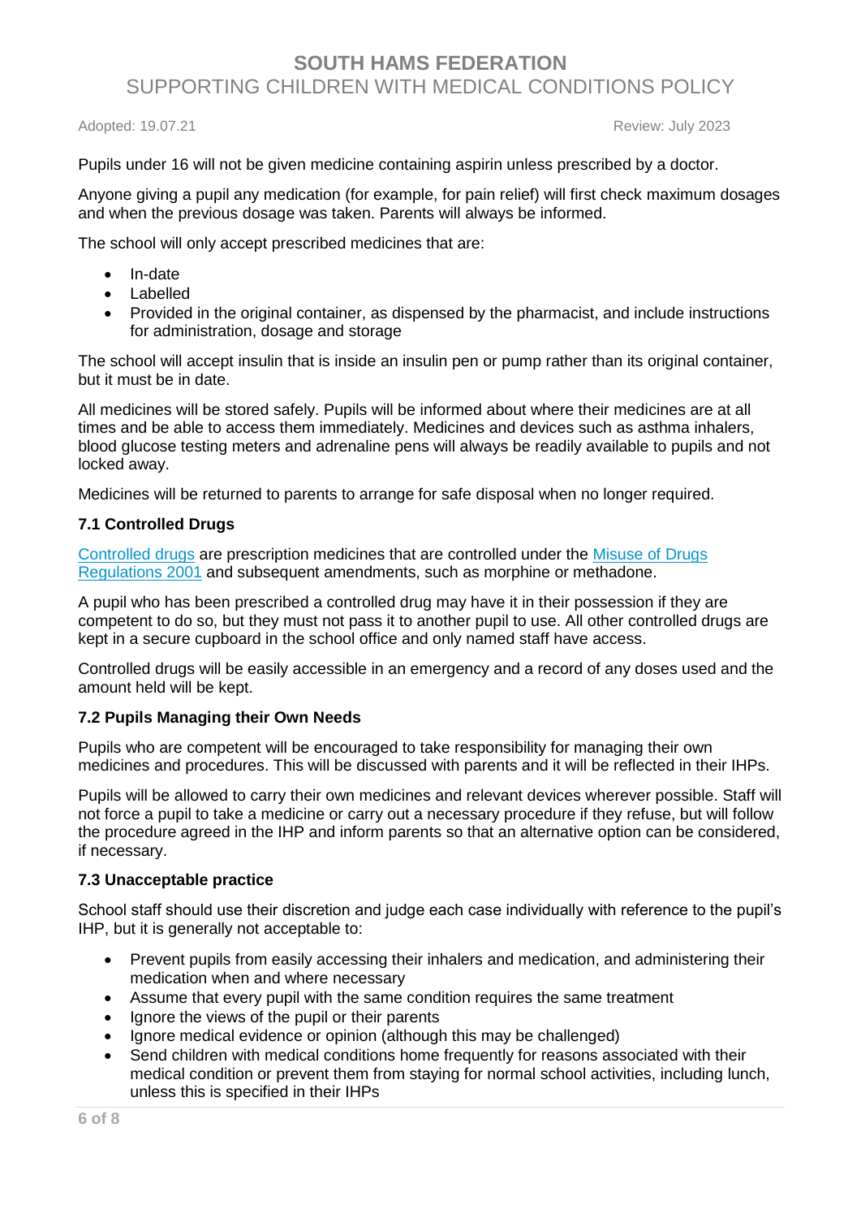Pupils under 16 will not be given medicine containing aspirin unless prescribed by a doctor.

Anyone giving a pupil any medication (for example, for pain relief) will first check maximum dosages and when the previous dosage was taken. Parents will always be informed.

The school will only accept prescribed medicines that are:

- In-date
- Labelled
- Provided in the original container, as dispensed by the pharmacist, and include instructions for administration, dosage and storage

The school will accept insulin that is inside an insulin pen or pump rather than its original container, but it must be in date.

All medicines will be stored safely. Pupils will be informed about where their medicines are at all times and be able to access them immediately. Medicines and devices such as asthma inhalers, blood glucose testing meters and adrenaline pens will always be readily available to pupils and not locked away.

Medicines will be returned to parents to arrange for safe disposal when no longer required.

### 7.1 Controlled Drugs

Controlled drugs are prescription medicines that are controlled under the Misuse of Drugs Regulations 2001 and subsequent amendments, such as morphine or methadone.

A pupil who has been prescribed a controlled drug may have it in their possession if they are competent to do so, but they must not pass it to another pupil to use. All other controlled drugs are kept in a secure cupboard in the school office and only named staff have access.

Controlled drugs will be easily accessible in an emergency and a record of any doses used and the amount held will be kept.

### 7.2 Pupils Managing their Own Needs

Pupils who are competent will be encouraged to take responsibility for managing their own medicines and procedures. This will be discussed with parents and it will be reflected in their IHPs.

Pupils will be allowed to carry their own medicines and relevant devices wherever possible. Staff will not force a pupil to take a medicine or carry out a necessary procedure if they refuse, but will follow the procedure agreed in the IHP and inform parents so that an alternative option can be considered, if necessary.

### 7.3 Unacceptable practice

School staff should use their discretion and judge each case individually with reference to the pupil's IHP, but it is generally not acceptable to:

- Prevent pupils from easily accessing their inhalers and medication, and administering their medication when and where necessary
- Assume that every pupil with the same condition requires the same treatment
- Ignore the views of the pupil or their parents
- Ignore medical evidence or opinion (although this may be challenged)
- Send children with medical conditions home frequently for reasons associated with their medical condition or prevent them from staying for normal school activities, including lunch, unless this is specified in their IHPs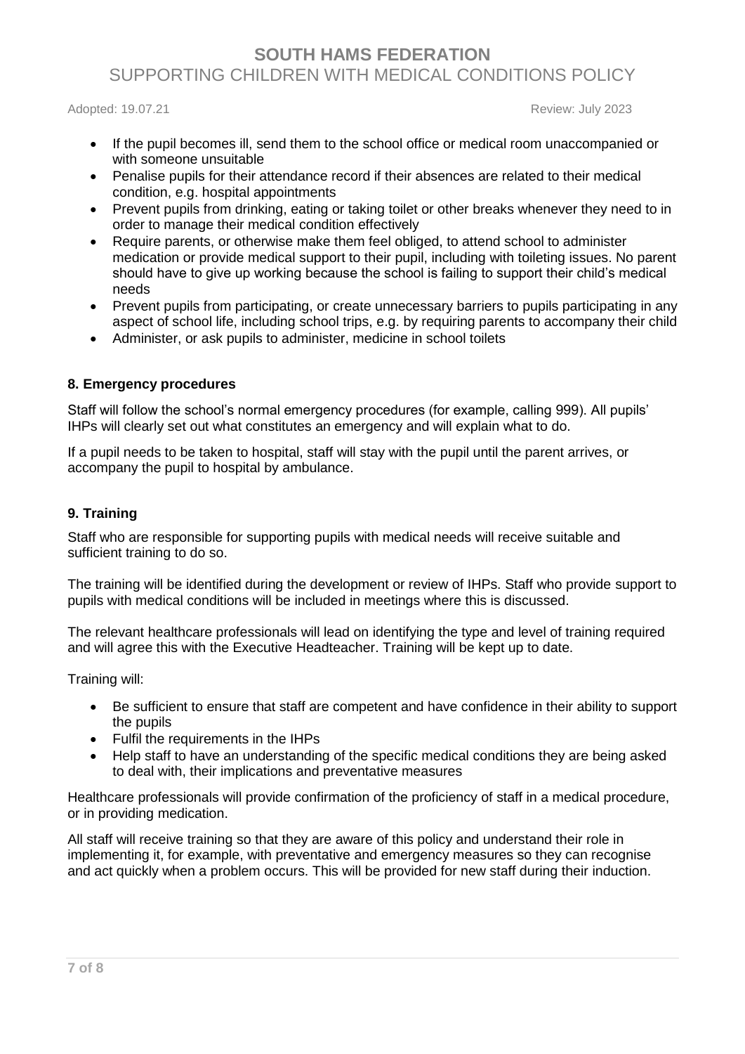- If the pupil becomes ill, send them to the school office or medical room unaccompanied or with someone unsuitable
- Penalise pupils for their attendance record if their absences are related to their medical condition, e.g. hospital appointments
- Prevent pupils from drinking, eating or taking toilet or other breaks whenever they need to in order to manage their medical condition effectively
- Require parents, or otherwise make them feel obliged, to attend school to administer medication or provide medical support to their pupil, including with toileting issues. No parent should have to give up working because the school is failing to support their child's medical needs
- Prevent pupils from participating, or create unnecessary barriers to pupils participating in any aspect of school life, including school trips, e.g. by requiring parents to accompany their child
- Administer, or ask pupils to administer, medicine in school toilets

## 8. Emergency procedures

Staff will follow the school's normal emergency procedures (for example, calling 999). All pupils' IHPs will clearly set out what constitutes an emergency and will explain what to do.

If a pupil needs to be taken to hospital, staff will stay with the pupil until the parent arrives, or accompany the pupil to hospital by ambulance.

## 9. Training

Staff who are responsible for supporting pupils with medical needs will receive suitable and sufficient training to do so.

The training will be identified during the development or review of IHPs. Staff who provide support to pupils with medical conditions will be included in meetings where this is discussed.

The relevant healthcare professionals will lead on identifying the type and level of training required and will agree this with the Executive Headteacher. Training will be kept up to date.

Training will:

- Be sufficient to ensure that staff are competent and have confidence in their ability to support the pupils
- Fulfil the requirements in the IHPs
- Help staff to have an understanding of the specific medical conditions they are being asked to deal with, their implications and preventative measures

Healthcare professionals will provide confirmation of the proficiency of staff in a medical procedure, or in providing medication.

All staff will receive training so that they are aware of this policy and understand their role in implementing it, for example, with preventative and emergency measures so they can recognise and act quickly when a problem occurs. This will be provided for new staff during their induction.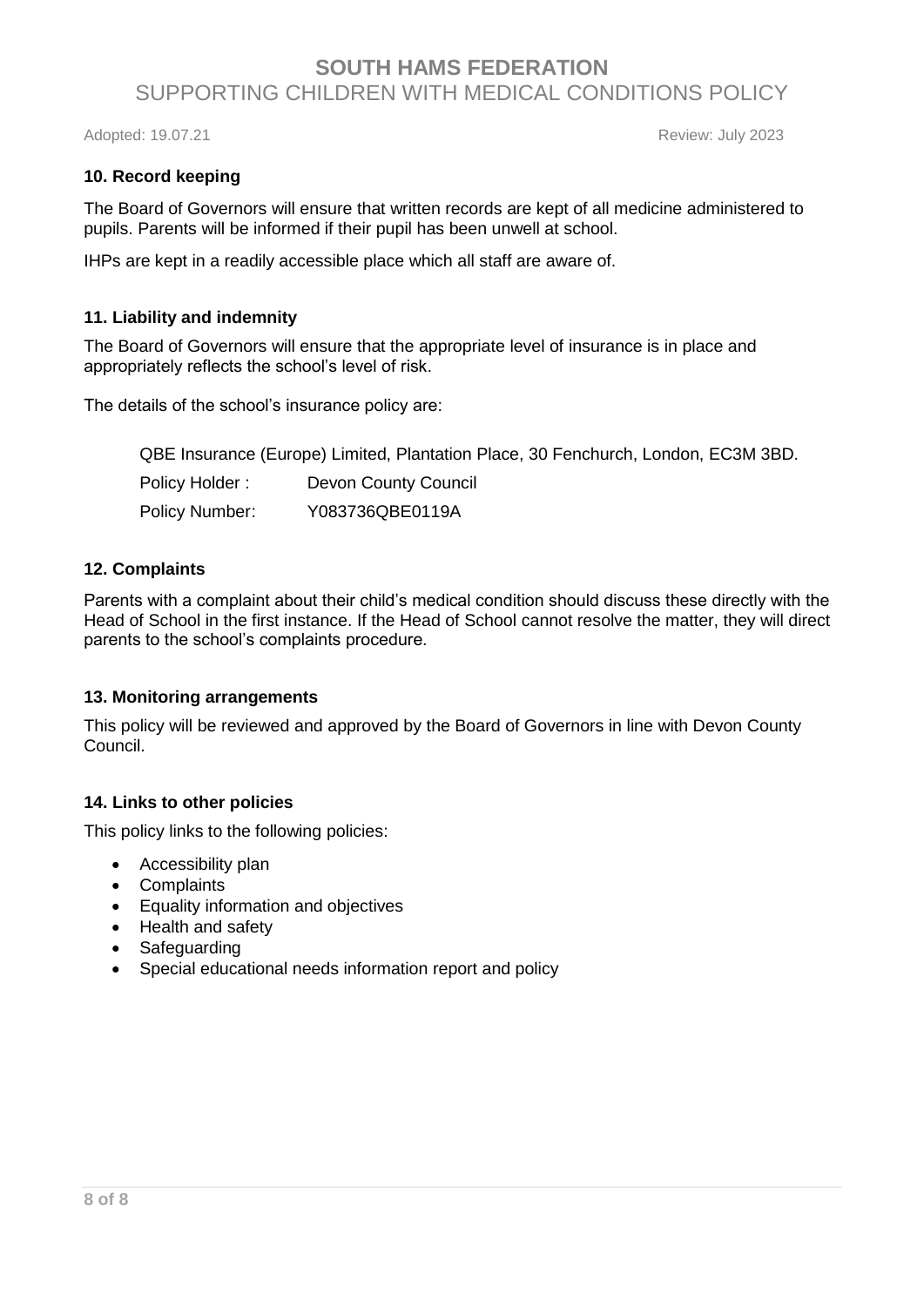## 10. Record keeping

The Board of Governors will ensure that written records are kept of all medicine administered to pupils. Parents will be informed if their pupil has been unwell at school.

IHPs are kept in a readily accessible place which all staff are aware of.

## 11. Liability and indemnity

The Board of Governors will ensure that the appropriate level of insurance is in place and appropriately reflects the school's level of risk.

The details of the school's insurance policy are:

QBE Insurance (Europe) Limited, Plantation Place, 30 Fenchurch, London, EC3M 3BD.

| | |
|---|---|
| Policy Holder : | Devon County Council |
| Policy Number: | Y083736QBE0119A |

## 12. Complaints

Parents with a complaint about their child's medical condition should discuss these directly with the Head of School in the first instance. If the Head of School cannot resolve the matter, they will direct parents to the school's complaints procedure.

## 13. Monitoring arrangements

This policy will be reviewed and approved by the Board of Governors in line with Devon County Council.

## 14. Links to other policies

This policy links to the following policies:

- Accessibility plan
- Complaints
- Equality information and objectives
- Health and safety
- Safeguarding
- Special educational needs information report and policy